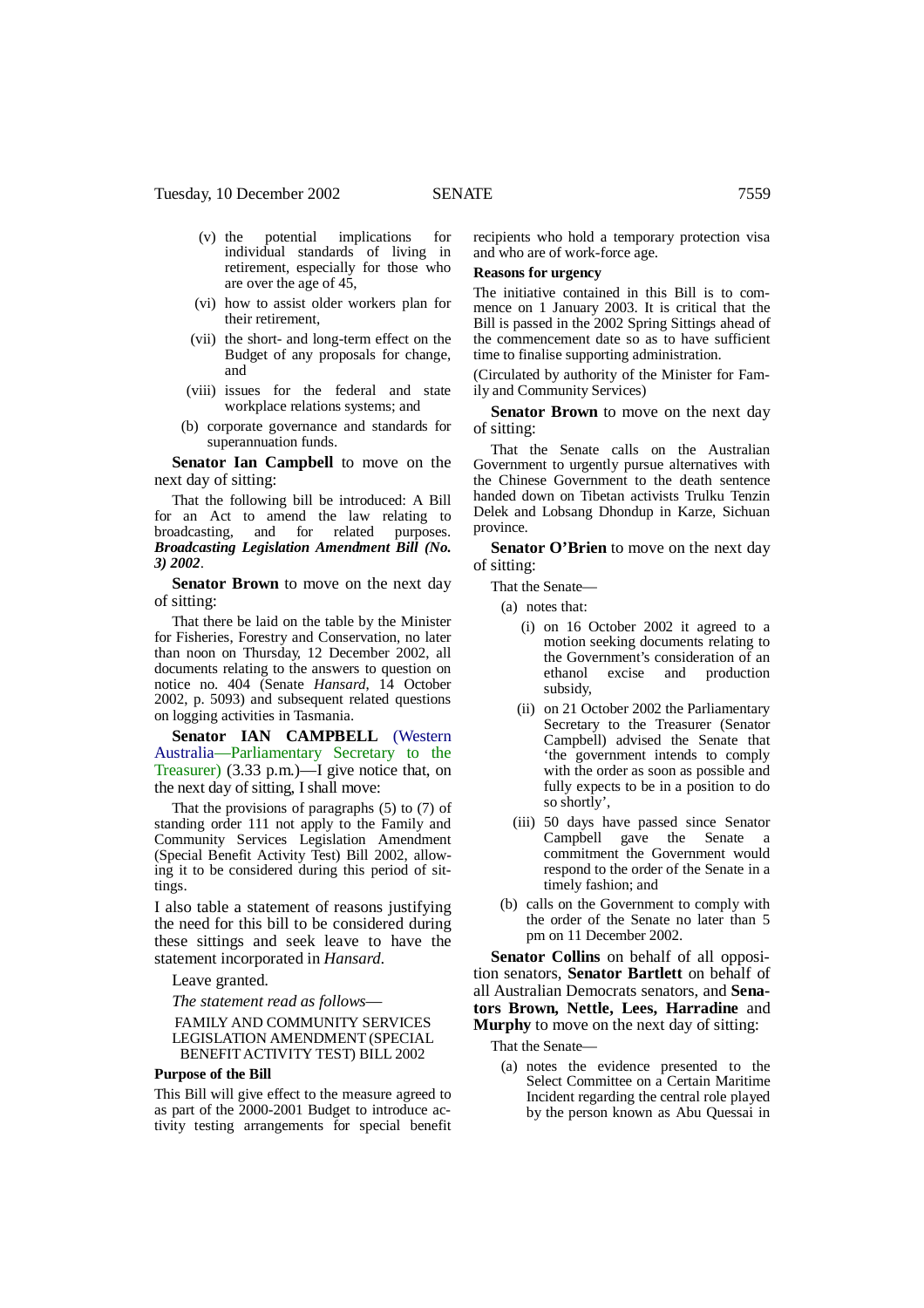(v) the potential implications for individual standards of living in retirement, especially for those who are over the age of 45,

(vi) how to assist older workers plan for their retirement,

(vii) the short- and long-term effect on the Budget of any proposals for change, and

(viii) issues for the federal and state workplace relations systems; and

(b) corporate governance and standards for superannuation funds.

**Senator Ian Campbell** to move on the next day of sitting:

That the following bill be introduced: A Bill for an Act to amend the law relating to broadcasting, and for related purposes. ***Broadcasting Legislation Amendment Bill (No. 3) 2002***.

**Senator Brown** to move on the next day of sitting:

That there be laid on the table by the Minister for Fisheries, Forestry and Conservation, no later than noon on Thursday, 12 December 2002, all documents relating to the answers to question on notice no. 404 (Senate *Hansard*, 14 October 2002, p. 5093) and subsequent related questions on logging activities in Tasmania.

**Senator IAN CAMPBELL** (Western Australia—Parliamentary Secretary to the Treasurer) (3.33 p.m.)—I give notice that, on the next day of sitting, I shall move:

That the provisions of paragraphs (5) to (7) of standing order 111 not apply to the Family and Community Services Legislation Amendment (Special Benefit Activity Test) Bill 2002, allowing it to be considered during this period of sittings.

I also table a statement of reasons justifying the need for this bill to be considered during these sittings and seek leave to have the statement incorporated in *Hansard.*

Leave granted.

*The statement read as follows*—

FAMILY AND COMMUNITY SERVICES LEGISLATION AMENDMENT (SPECIAL BENEFIT ACTIVITY TEST) BILL 2002

**Purpose of the Bill**

This Bill will give effect to the measure agreed to as part of the 2000-2001 Budget to introduce activity testing arrangements for special benefit recipients who hold a temporary protection visa and who are of work-force age.

**Reasons for urgency**

The initiative contained in this Bill is to commence on 1 January 2003. It is critical that the Bill is passed in the 2002 Spring Sittings ahead of the commencement date so as to have sufficient time to finalise supporting administration.

(Circulated by authority of the Minister for Family and Community Services)

**Senator Brown** to move on the next day of sitting:

That the Senate calls on the Australian Government to urgently pursue alternatives with the Chinese Government to the death sentence handed down on Tibetan activists Trulku Tenzin Delek and Lobsang Dhondup in Karze, Sichuan province.

**Senator O'Brien** to move on the next day of sitting:

That the Senate—

(a) notes that:

(i) on 16 October 2002 it agreed to a motion seeking documents relating to the Government's consideration of an ethanol excise and production subsidy,

(ii) on 21 October 2002 the Parliamentary Secretary to the Treasurer (Senator Campbell) advised the Senate that 'the government intends to comply with the order as soon as possible and fully expects to be in a position to do so shortly',

(iii) 50 days have passed since Senator Campbell gave the Senate a commitment the Government would respond to the order of the Senate in a timely fashion; and

(b) calls on the Government to comply with the order of the Senate no later than 5 pm on 11 December 2002.

**Senator Collins** on behalf of all opposition senators, **Senator Bartlett** on behalf of all Australian Democrats senators, and **Senators Brown, Nettle, Lees, Harradine** and **Murphy** to move on the next day of sitting:

That the Senate—

(a) notes the evidence presented to the Select Committee on a Certain Maritime Incident regarding the central role played by the person known as Abu Quessai in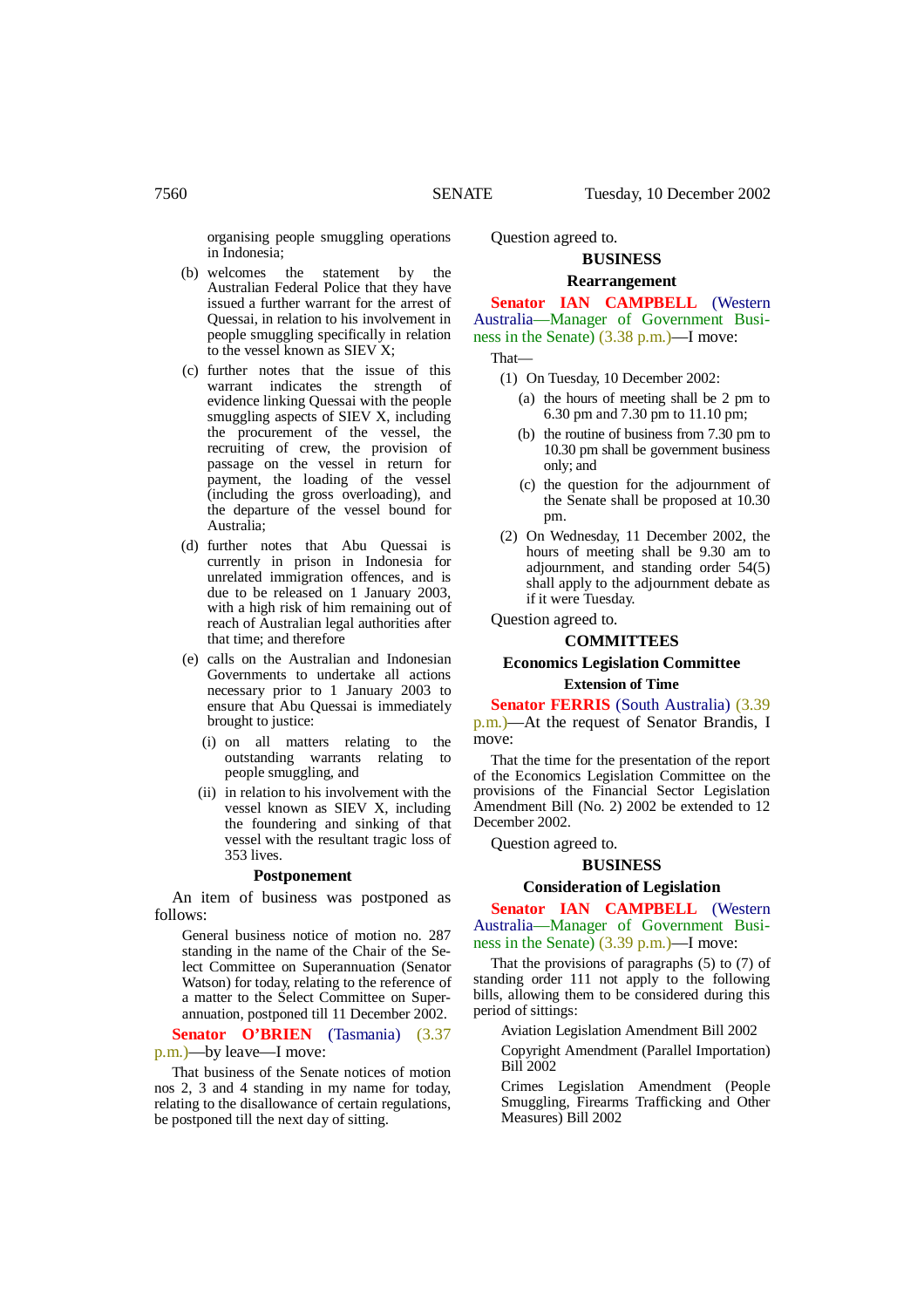organising people smuggling operations in Indonesia;

(b) welcomes the statement by the Australian Federal Police that they have issued a further warrant for the arrest of Quessai, in relation to his involvement in people smuggling specifically in relation to the vessel known as SIEV X;

(c) further notes that the issue of this warrant indicates the strength of evidence linking Quessai with the people smuggling aspects of SIEV X, including the procurement of the vessel, the recruiting of crew, the provision of passage on the vessel in return for payment, the loading of the vessel (including the gross overloading), and the departure of the vessel bound for Australia;

(d) further notes that Abu Quessai is currently in prison in Indonesia for unrelated immigration offences, and is due to be released on 1 January 2003, with a high risk of him remaining out of reach of Australian legal authorities after that time; and therefore

(e) calls on the Australian and Indonesian Governments to undertake all actions necessary prior to 1 January 2003 to ensure that Abu Quessai is immediately brought to justice:

(i) on all matters relating to the outstanding warrants relating to people smuggling, and

(ii) in relation to his involvement with the vessel known as SIEV X, including the foundering and sinking of that vessel with the resultant tragic loss of 353 lives.

### Postponement

An item of business was postponed as follows:

General business notice of motion no. 287 standing in the name of the Chair of the Select Committee on Superannuation (Senator Watson) for today, relating to the reference of a matter to the Select Committee on Superannuation, postponed till 11 December 2002.

**Senator O'BRIEN** (Tasmania) (3.37 p.m.)—by leave—I move:

That business of the Senate notices of motion nos 2, 3 and 4 standing in my name for today, relating to the disallowance of certain regulations, be postponed till the next day of sitting.

Question agreed to.

## BUSINESS

### Rearrangement

**Senator IAN CAMPBELL** (Western Australia—Manager of Government Business in the Senate) (3.38 p.m.)—I move:

That—

(1) On Tuesday, 10 December 2002:

(a) the hours of meeting shall be 2 pm to 6.30 pm and 7.30 pm to 11.10 pm;

(b) the routine of business from 7.30 pm to 10.30 pm shall be government business only; and

(c) the question for the adjournment of the Senate shall be proposed at 10.30 pm.

(2) On Wednesday, 11 December 2002, the hours of meeting shall be 9.30 am to adjournment, and standing order 54(5) shall apply to the adjournment debate as if it were Tuesday.

Question agreed to.

## COMMITTEES

### Economics Legislation Committee

#### Extension of Time

**Senator FERRIS** (South Australia) (3.39 p.m.)—At the request of Senator Brandis, I move:

That the time for the presentation of the report of the Economics Legislation Committee on the provisions of the Financial Sector Legislation Amendment Bill (No. 2) 2002 be extended to 12 December 2002.

Question agreed to.

## BUSINESS

### Consideration of Legislation

**Senator IAN CAMPBELL** (Western Australia—Manager of Government Business in the Senate) (3.39 p.m.)—I move:

That the provisions of paragraphs (5) to (7) of standing order 111 not apply to the following bills, allowing them to be considered during this period of sittings:

Aviation Legislation Amendment Bill 2002

Copyright Amendment (Parallel Importation) Bill 2002

Crimes Legislation Amendment (People Smuggling, Firearms Trafficking and Other Measures) Bill 2002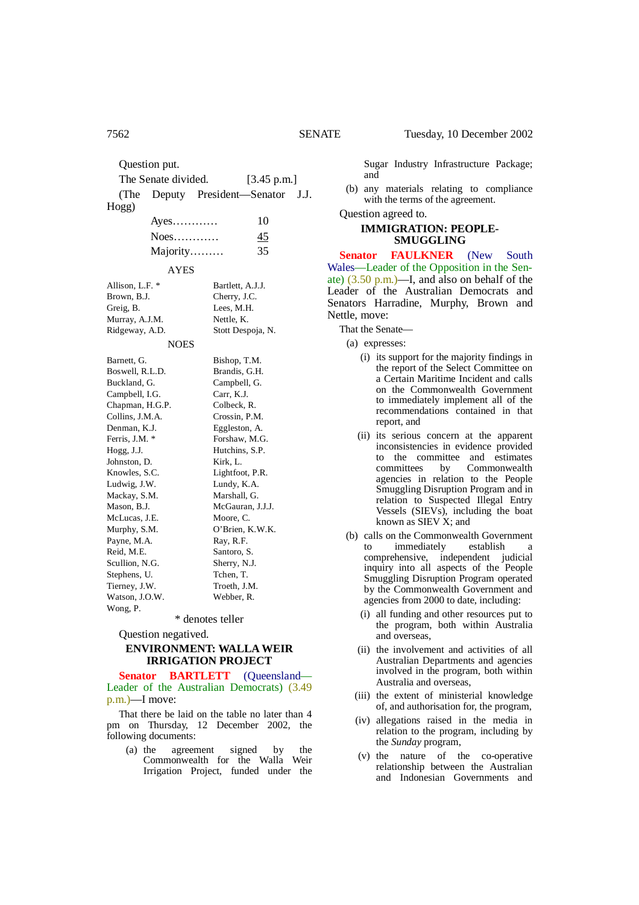Question put.

The Senate divided. [3.45 p.m.]

(The Deputy President—Senator J.J. Hogg)

| | |
|---|---|
| Ayes………… | 10 |
| Noes………… | 45 |
| Majority……… | 35 |

AYES

| | |
|---|---|
| Allison, L.F. * | Bartlett, A.J.J. |
| Brown, B.J. | Cherry, J.C. |
| Greig, B. | Lees, M.H. |
| Murray, A.J.M. | Nettle, K. |
| Ridgeway, A.D. | Stott Despoja, N. |

NOES

| | |
|---|---|
| Barnett, G. | Bishop, T.M. |
| Boswell, R.L.D. | Brandis, G.H. |
| Buckland, G. | Campbell, G. |
| Campbell, I.G. | Carr, K.J. |
| Chapman, H.G.P. | Colbeck, R. |
| Collins, J.M.A. | Crossin, P.M. |
| Denman, K.J. | Eggleston, A. |
| Ferris, J.M. * | Forshaw, M.G. |
| Hogg, J.J. | Hutchins, S.P. |
| Johnston, D. | Kirk, L. |
| Knowles, S.C. | Lightfoot, P.R. |
| Ludwig, J.W. | Lundy, K.A. |
| Mackay, S.M. | Marshall, G. |
| Mason, B.J. | McGauran, J.J.J. |
| McLucas, J.E. | Moore, C. |
| Murphy, S.M. | O'Brien, K.W.K. |
| Payne, M.A. | Ray, R.F. |
| Reid, M.E. | Santoro, S. |
| Scullion, N.G. | Sherry, N.J. |
| Stephens, U. | Tchen, T. |
| Tierney, J.W. | Troeth, J.M. |
| Watson, J.O.W. | Webber, R. |
| Wong, P. | |

\* denotes teller

Question negatived.

## ENVIRONMENT: WALLA WEIR IRRIGATION PROJECT

**Senator BARTLETT** (Queensland—Leader of the Australian Democrats) (3.49 p.m.)—I move:

That there be laid on the table no later than 4 pm on Thursday, 12 December 2002, the following documents:

(a) the agreement signed by the Commonwealth for the Walla Weir Irrigation Project, funded under the Sugar Industry Infrastructure Package; and

(b) any materials relating to compliance with the terms of the agreement.

Question agreed to.

## IMMIGRATION: PEOPLE-SMUGGLING

**Senator FAULKNER** (New South Wales—Leader of the Opposition in the Senate) (3.50 p.m.)—I, and also on behalf of the Leader of the Australian Democrats and Senators Harradine, Murphy, Brown and Nettle, move:

That the Senate—

(a) expresses:

(i) its support for the majority findings in the report of the Select Committee on a Certain Maritime Incident and calls on the Commonwealth Government to immediately implement all of the recommendations contained in that report, and

(ii) its serious concern at the apparent inconsistencies in evidence provided to the committee and estimates committees by Commonwealth agencies in relation to the People Smuggling Disruption Program and in relation to Suspected Illegal Entry Vessels (SIEVs), including the boat known as SIEV X; and

(b) calls on the Commonwealth Government to immediately establish a comprehensive, independent judicial inquiry into all aspects of the People Smuggling Disruption Program operated by the Commonwealth Government and agencies from 2000 to date, including:

(i) all funding and other resources put to the program, both within Australia and overseas,

(ii) the involvement and activities of all Australian Departments and agencies involved in the program, both within Australia and overseas,

(iii) the extent of ministerial knowledge of, and authorisation for, the program,

(iv) allegations raised in the media in relation to the program, including by the *Sunday* program,

(v) the nature of the co-operative relationship between the Australian and Indonesian Governments and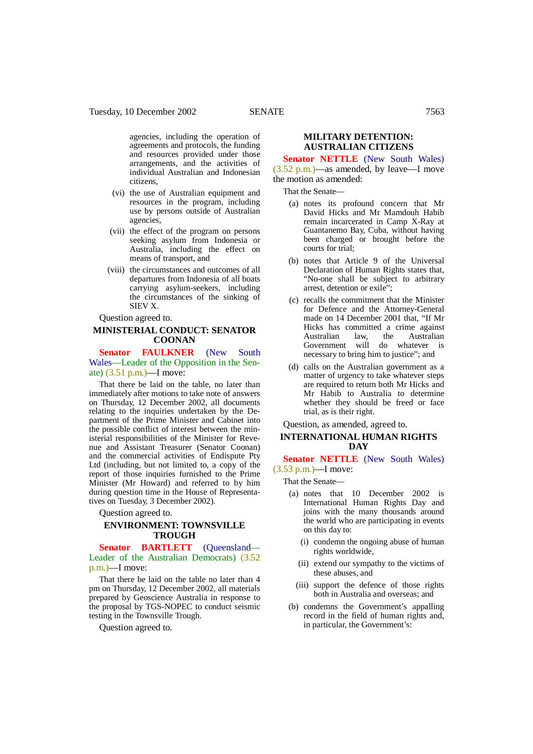agencies, including the operation of agreements and protocols, the funding and resources provided under those arrangements, and the activities of individual Australian and Indonesian citizens,

(vi) the use of Australian equipment and resources in the program, including use by persons outside of Australian agencies,

(vii) the effect of the program on persons seeking asylum from Indonesia or Australia, including the effect on means of transport, and

(viii) the circumstances and outcomes of all departures from Indonesia of all boats carrying asylum-seekers, including the circumstances of the sinking of SIEV X.

Question agreed to.

## MINISTERIAL CONDUCT: SENATOR COONAN

**Senator FAULKNER** (New South Wales—Leader of the Opposition in the Senate) (3.51 p.m.)—I move:

That there be laid on the table, no later than immediately after motions to take note of answers on Thursday, 12 December 2002, all documents relating to the inquiries undertaken by the Department of the Prime Minister and Cabinet into the possible conflict of interest between the ministerial responsibilities of the Minister for Revenue and Assistant Treasurer (Senator Coonan) and the commercial activities of Endispute Pty Ltd (including, but not limited to, a copy of the report of those inquiries furnished to the Prime Minister (Mr Howard) and referred to by him during question time in the House of Representatives on Tuesday, 3 December 2002).

Question agreed to.

## ENVIRONMENT: TOWNSVILLE TROUGH

**Senator BARTLETT** (Queensland—Leader of the Australian Democrats) (3.52 p.m.)—I move:

That there be laid on the table no later than 4 pm on Thursday, 12 December 2002, all materials prepared by Geoscience Australia in response to the proposal by TGS-NOPEC to conduct seismic testing in the Townsville Trough.

Question agreed to.

## MILITARY DETENTION: AUSTRALIAN CITIZENS

**Senator NETTLE** (New South Wales) (3.52 p.m.)—as amended, by leave—I move the motion as amended:

That the Senate—

(a) notes its profound concern that Mr David Hicks and Mr Mamdouh Habib remain incarcerated in Camp X-Ray at Guantanemo Bay, Cuba, without having been charged or brought before the courts for trial;

(b) notes that Article 9 of the Universal Declaration of Human Rights states that, "No-one shall be subject to arbitrary arrest, detention or exile";

(c) recalls the commitment that the Minister for Defence and the Attorney-General made on 14 December 2001 that, "If Mr Hicks has committed a crime against Australian law, the Australian Government will do whatever is necessary to bring him to justice"; and

(d) calls on the Australian government as a matter of urgency to take whatever steps are required to return both Mr Hicks and Mr Habib to Australia to determine whether they should be freed or face trial, as is their right.

Question, as amended, agreed to.

## INTERNATIONAL HUMAN RIGHTS DAY

**Senator NETTLE** (New South Wales) (3.53 p.m.)—I move:

That the Senate—

(a) notes that 10 December 2002 is International Human Rights Day and joins with the many thousands around the world who are participating in events on this day to:

(i) condemn the ongoing abuse of human rights worldwide,

(ii) extend our sympathy to the victims of these abuses, and

(iii) support the defence of those rights both in Australia and overseas; and

(b) condemns the Government's appalling record in the field of human rights and, in particular, the Government's: